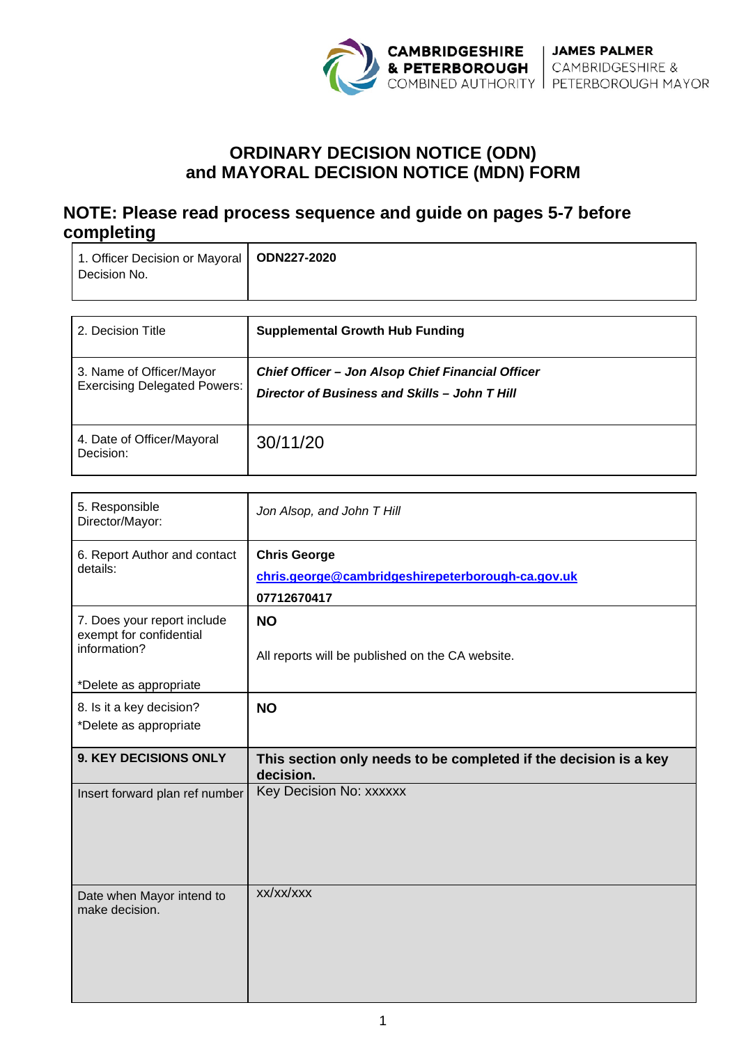CAMBRIDGESHIRE & PETERBOROUGH COMBINED AUTHORITY | JAMES PALMER CAMBRIDGESHIRE & PETERBOROUGH MAYOR

# ORDINARY DECISION NOTICE (ODN) and MAYORAL DECISION NOTICE (MDN) FORM

## NOTE: Please read process sequence and guide on pages 5-7 before completing

| | |
|---|---|
| 1. Officer Decision or Mayoral Decision No. | **ODN227-2020** |

| | |
|---|---|
| 2. Decision Title | **Supplemental Growth Hub Funding** |
| 3. Name of Officer/Mayor Exercising Delegated Powers: | ***Chief Officer – Jon Alsop Chief Financial Officer*** <br> ***Director of Business and Skills – John T Hill*** |
| 4. Date of Officer/Mayoral Decision: | 30/11/20 |

| | |
|---|---|
| 5. Responsible Director/Mayor: | *Jon Alsop, and John T Hill* |
| 6. Report Author and contact details: | **Chris George** <br> **chris.george@cambridgeshirepeterborough-ca.gov.uk** <br> **07712670417** |
| 7. Does your report include exempt for confidential information? <br><br> *Delete as appropriate | **NO** <br><br> All reports will be published on the CA website. |
| 8. Is it a key decision? <br> *Delete as appropriate | **NO** |
| **9. KEY DECISIONS ONLY** | **This section only needs to be completed if the decision is a key decision.** |
| Insert forward plan ref number | Key Decision No: xxxxxx |
| Date when Mayor intend to make decision. | xx/xx/xxx |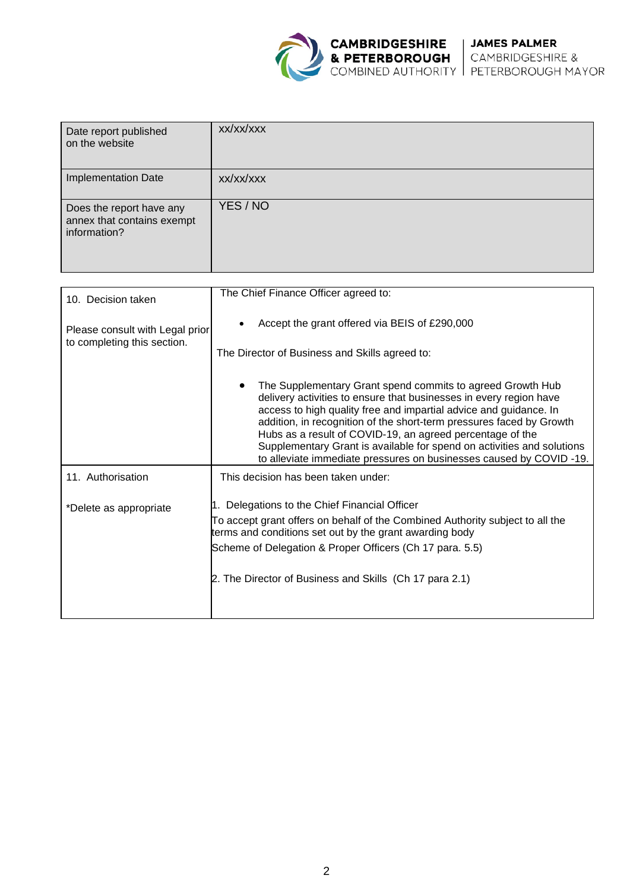| | |
|---|---|
| Date report published on the website | xx/xx/xxx |
| Implementation Date | xx/xx/xxx |
| Does the report have any annex that contains exempt information? | YES / NO |

| | |
|---|---|
| 10. Decision taken<br><br>Please consult with Legal prior to completing this section. | The Chief Finance Officer agreed to:<br><br>• Accept the grant offered via BEIS of £290,000<br><br>The Director of Business and Skills agreed to:<br><br>• The Supplementary Grant spend commits to agreed Growth Hub delivery activities to ensure that businesses in every region have access to high quality free and impartial advice and guidance. In addition, in recognition of the short-term pressures faced by Growth Hubs as a result of COVID-19, an agreed percentage of the Supplementary Grant is available for spend on activities and solutions to alleviate immediate pressures on businesses caused by COVID -19. |
| 11. Authorisation<br><br>*Delete as appropriate | This decision has been taken under:<br><br>1. Delegations to the Chief Financial Officer<br>To accept grant offers on behalf of the Combined Authority subject to all the terms and conditions set out by the grant awarding body<br>Scheme of Delegation & Proper Officers (Ch 17 para. 5.5)<br><br>2. The Director of Business and Skills (Ch 17 para 2.1) |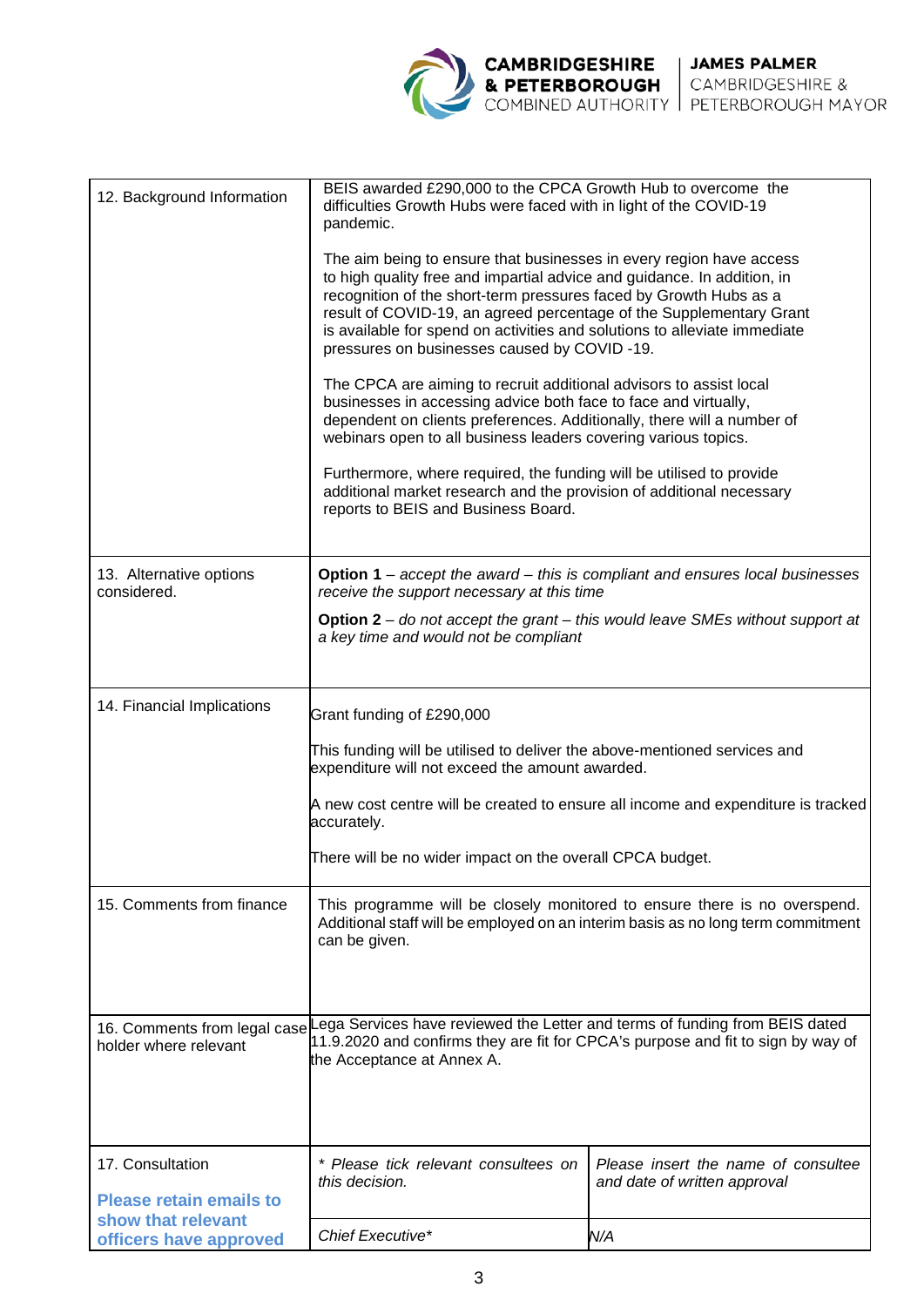| 12. Background Information | BEIS awarded £290,000 to the CPCA Growth Hub to overcome the difficulties Growth Hubs were faced with in light of the COVID-19 pandemic.<br><br>The aim being to ensure that businesses in every region have access to high quality free and impartial advice and guidance. In addition, in recognition of the short-term pressures faced by Growth Hubs as a result of COVID-19, an agreed percentage of the Supplementary Grant is available for spend on activities and solutions to alleviate immediate pressures on businesses caused by COVID -19.<br><br>The CPCA are aiming to recruit additional advisors to assist local businesses in accessing advice both face to face and virtually, dependent on clients preferences. Additionally, there will a number of webinars open to all business leaders covering various topics.<br><br>Furthermore, where required, the funding will be utilised to provide additional market research and the provision of additional necessary reports to BEIS and Business Board. | |
|---|---|---|
| 13. Alternative options considered. | **Option 1** – *accept the award – this is compliant and ensures local businesses receive the support necessary at this time*<br><br>**Option 2** – *do not accept the grant – this would leave SMEs without support at a key time and would not be compliant* | |
| 14. Financial Implications | Grant funding of £290,000<br><br>This funding will be utilised to deliver the above-mentioned services and expenditure will not exceed the amount awarded.<br><br>A new cost centre will be created to ensure all income and expenditure is tracked accurately.<br><br>There will be no wider impact on the overall CPCA budget. | |
| 15. Comments from finance | This programme will be closely monitored to ensure there is no overspend. Additional staff will be employed on an interim basis as no long term commitment can be given. | |
| 16. Comments from legal case holder where relevant | Lega Services have reviewed the Letter and terms of funding from BEIS dated 11.9.2020 and confirms they are fit for CPCA's purpose and fit to sign by way of the Acceptance at Annex A. | |
| 17. Consultation<br><br>**Please retain emails to show that relevant officers have approved** | *\* Please tick relevant consultees on this decision.* | *Please insert the name of consultee and date of written approval* |
| | *Chief Executive\** | *N/A* |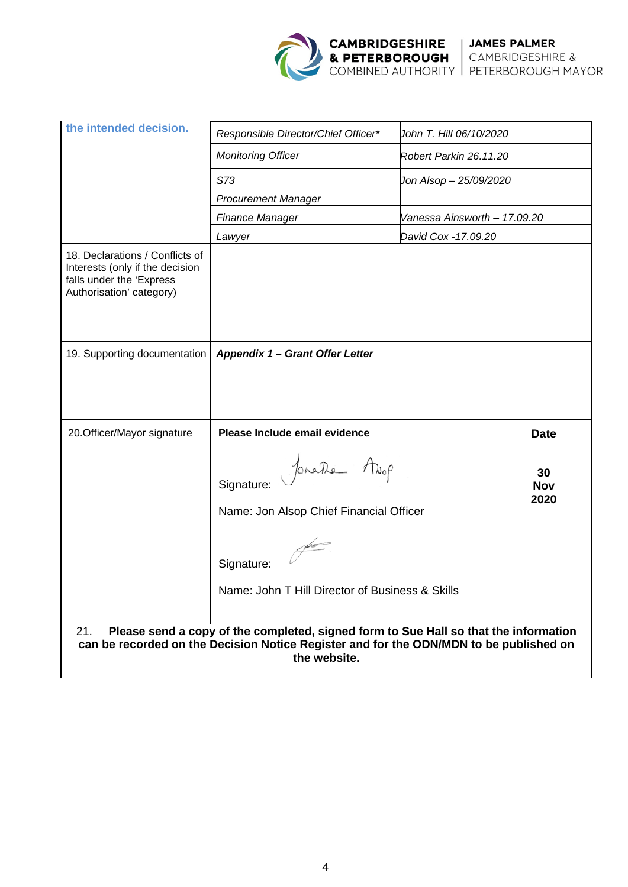| | | |
|---|---|---|
| **the intended decision.** | *Responsible Director/Chief Officer\** | *John T. Hill 06/10/2020* |
| | *Monitoring Officer* | *Robert Parkin 26.11.20* |
| | *S73* | *Jon Alsop – 25/09/2020* |
| | *Procurement Manager* | |
| | *Finance Manager* | *Vanessa Ainsworth – 17.09.20* |
| | *Lawyer* | *David Cox -17.09.20* |
| 18. Declarations / Conflicts of Interests (only if the decision falls under the 'Express Authorisation' category) | | |
| 19. Supporting documentation | ***Appendix 1 – Grant Offer Letter*** | |

| | | |
|---|---|---|
| 20.Officer/Mayor signature | **Please Include email evidence**<br><br>Signature: Jonathan Alsop<br><br>Name: Jon Alsop Chief Financial Officer<br><br>Signature:<br><br>Name: John T Hill Director of Business & Skills | **Date**<br><br>**30 Nov 2020** |

21. **Please send a copy of the completed, signed form to Sue Hall so that the information can be recorded on the Decision Notice Register and for the ODN/MDN to be published on the website.**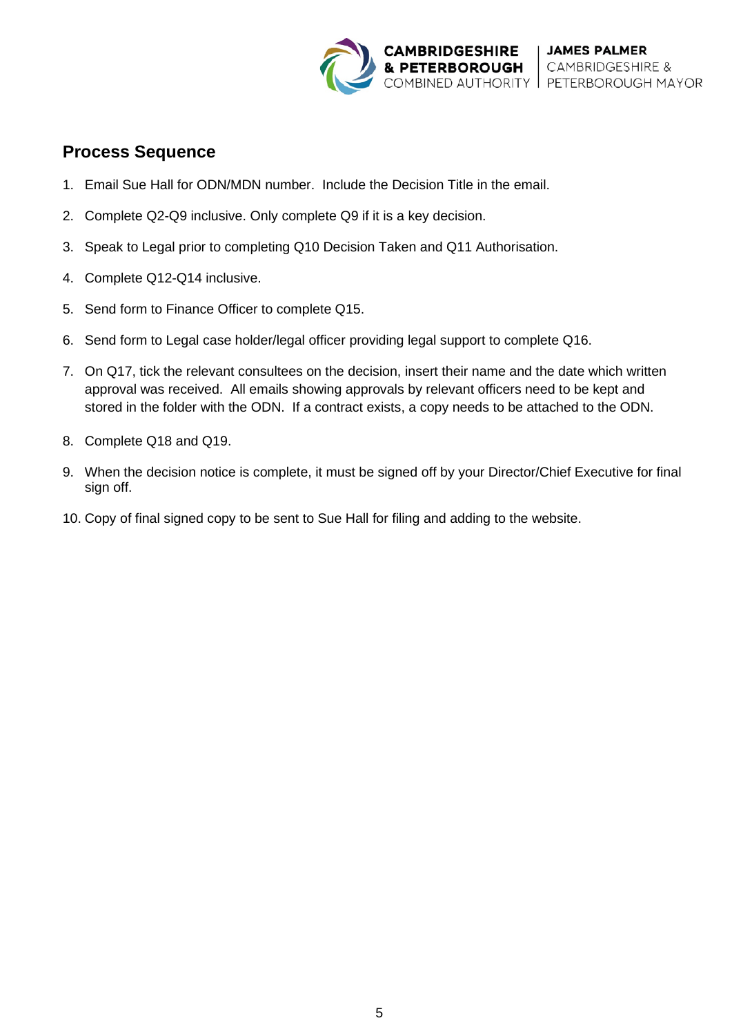## Process Sequence

1. Email Sue Hall for ODN/MDN number. Include the Decision Title in the email.
2. Complete Q2-Q9 inclusive. Only complete Q9 if it is a key decision.
3. Speak to Legal prior to completing Q10 Decision Taken and Q11 Authorisation.
4. Complete Q12-Q14 inclusive.
5. Send form to Finance Officer to complete Q15.
6. Send form to Legal case holder/legal officer providing legal support to complete Q16.
7. On Q17, tick the relevant consultees on the decision, insert their name and the date which written approval was received. All emails showing approvals by relevant officers need to be kept and stored in the folder with the ODN. If a contract exists, a copy needs to be attached to the ODN.
8. Complete Q18 and Q19.
9. When the decision notice is complete, it must be signed off by your Director/Chief Executive for final sign off.
10. Copy of final signed copy to be sent to Sue Hall for filing and adding to the website.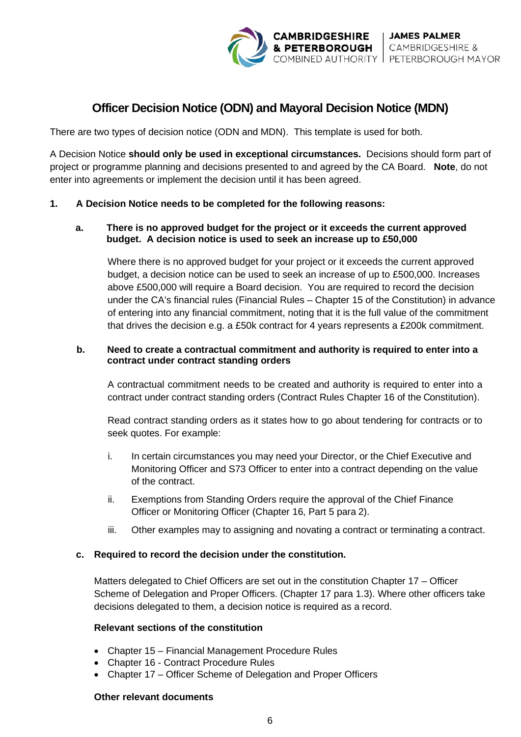# Officer Decision Notice (ODN) and Mayoral Decision Notice (MDN)

There are two types of decision notice (ODN and MDN). This template is used for both.

A Decision Notice **should only be used in exceptional circumstances.** Decisions should form part of project or programme planning and decisions presented to and agreed by the CA Board. **Note**, do not enter into agreements or implement the decision until it has been agreed.

**1. A Decision Notice needs to be completed for the following reasons:**

**a. There is no approved budget for the project or it exceeds the current approved budget. A decision notice is used to seek an increase up to £50,000**

Where there is no approved budget for your project or it exceeds the current approved budget, a decision notice can be used to seek an increase of up to £500,000. Increases above £500,000 will require a Board decision. You are required to record the decision under the CA's financial rules (Financial Rules – Chapter 15 of the Constitution) in advance of entering into any financial commitment, noting that it is the full value of the commitment that drives the decision e.g. a £50k contract for 4 years represents a £200k commitment.

**b. Need to create a contractual commitment and authority is required to enter into a contract under contract standing orders**

A contractual commitment needs to be created and authority is required to enter into a contract under contract standing orders (Contract Rules Chapter 16 of the Constitution).

Read contract standing orders as it states how to go about tendering for contracts or to seek quotes. For example:

i. In certain circumstances you may need your Director, or the Chief Executive and Monitoring Officer and S73 Officer to enter into a contract depending on the value of the contract.

ii. Exemptions from Standing Orders require the approval of the Chief Finance Officer or Monitoring Officer (Chapter 16, Part 5 para 2).

iii. Other examples may to assigning and novating a contract or terminating a contract.

**c. Required to record the decision under the constitution.**

Matters delegated to Chief Officers are set out in the constitution Chapter 17 – Officer Scheme of Delegation and Proper Officers. (Chapter 17 para 1.3). Where other officers take decisions delegated to them, a decision notice is required as a record.

**Relevant sections of the constitution**

- Chapter 15 – Financial Management Procedure Rules
- Chapter 16 - Contract Procedure Rules
- Chapter 17 – Officer Scheme of Delegation and Proper Officers

**Other relevant documents**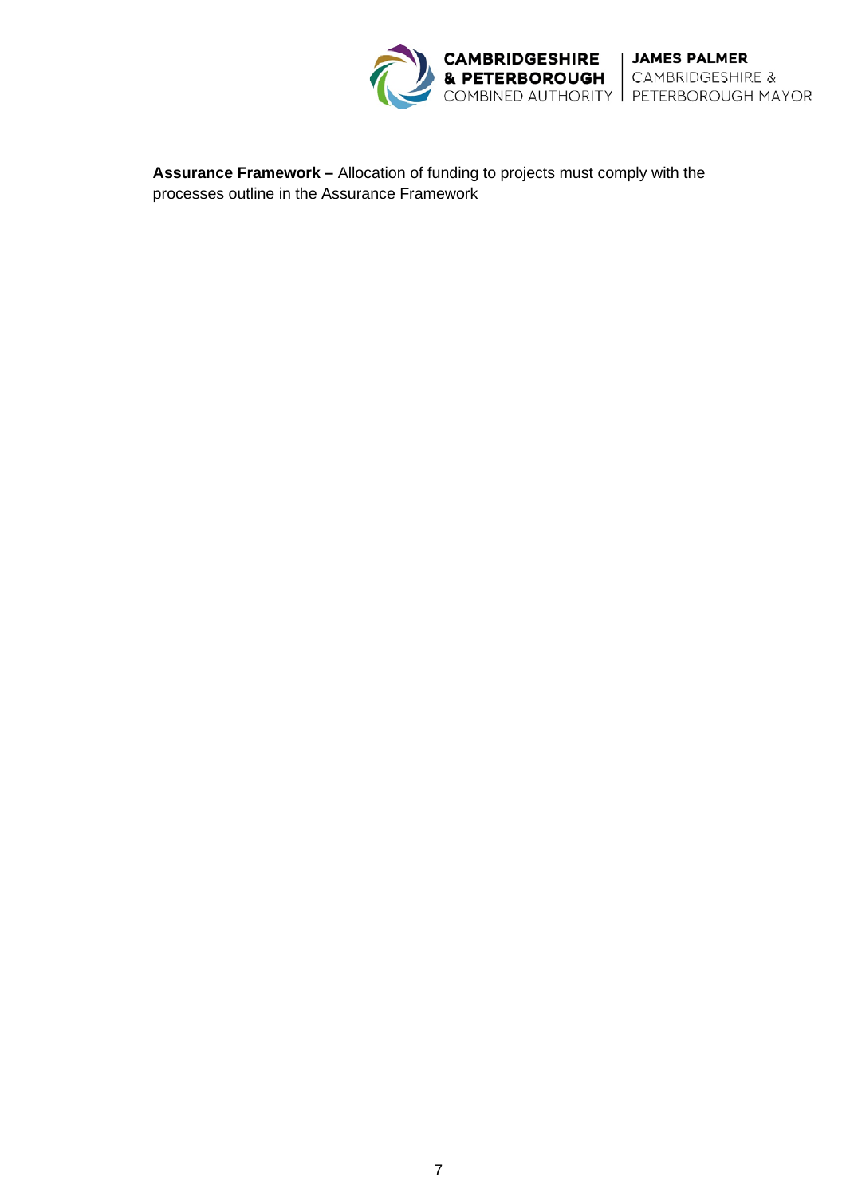**Assurance Framework –** Allocation of funding to projects must comply with the processes outline in the Assurance Framework